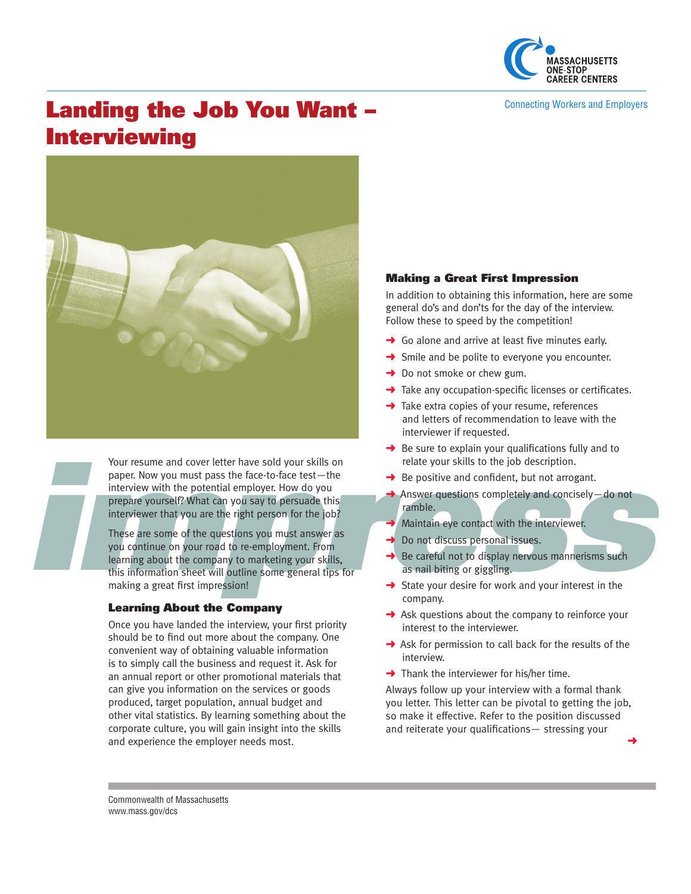# Landing the Job You Want – Interviewing

Your resume and cover letter have sold your skills on paper. Now you must pass the face-to-face test—the interview with the potential employer. How do you prepare yourself? What can you say to persuade this interviewer that you are the right person for the job?

These are some of the questions you must answer as you continue on your road to re-employment. From learning about the company to marketing your skills, this information sheet will outline some general tips for making a great first impression!

### Learning About the Company

Once you have landed the interview, your first priority should be to find out more about the company. One convenient way of obtaining valuable information is to simply call the business and request it. Ask for an annual report or other promotional materials that can give you information on the services or goods produced, target population, annual budget and other vital statistics. By learning something about the corporate culture, you will gain insight into the skills and experience the employer needs most.

### Making a Great First Impression

In addition to obtaining this information, here are some general do's and don'ts for the day of the interview. Follow these to speed by the competition!

- Go alone and arrive at least five minutes early.
- Smile and be polite to everyone you encounter.
- Do not smoke or chew gum.
- Take any occupation-specific licenses or certificates.
- Take extra copies of your resume, references and letters of recommendation to leave with the interviewer if requested.
- Be sure to explain your qualifications fully and to relate your skills to the job description.
- Be positive and confident, but not arrogant.
- Answer questions completely and concisely—do not ramble.
- Maintain eye contact with the interviewer.
- Do not discuss personal issues.
- Be careful not to display nervous mannerisms such as nail biting or giggling.
- State your desire for work and your interest in the company.
- Ask questions about the company to reinforce your interest to the interviewer.
- Ask for permission to call back for the results of the interview.
- Thank the interviewer for his/her time.

Always follow up your interview with a formal thank you letter. This letter can be pivotal to getting the job, so make it effective. Refer to the position discussed and reiterate your qualifications— stressing your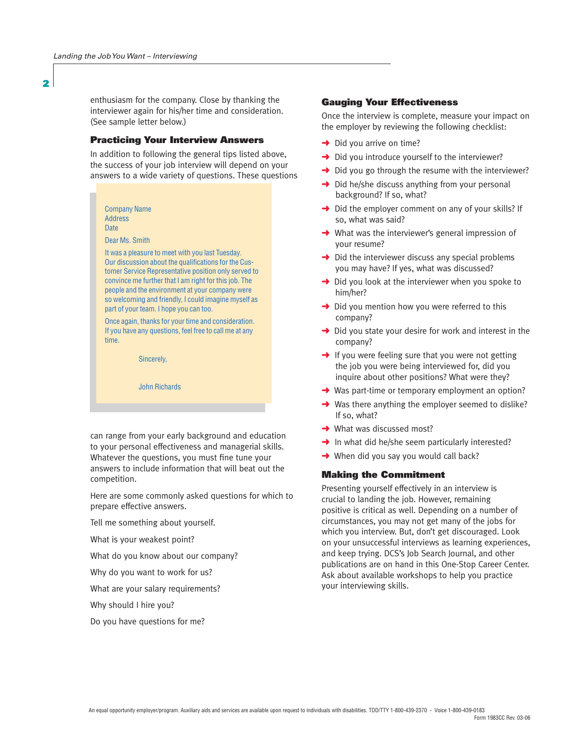enthusiasm for the company. Close by thanking the interviewer again for his/her time and consideration. (See sample letter below.)

## Practicing Your Interview Answers

In addition to following the general tips listed above, the success of your job interview will depend on your answers to a wide variety of questions. These questions can range from your early background and education to your personal effectiveness and managerial skills. Whatever the questions, you must fine tune your answers to include information that will beat out the competition.

> Company Name
> Address
> Date
>
> Dear Ms. Smith
>
> It was a pleasure to meet with you last Tuesday. Our discussion about the qualifications for the Customer Service Representative position only served to convince me further that I am right for this job. The people and the environment at your company were so welcoming and friendly, I could imagine myself as part of your team. I hope you can too.
>
> Once again, thanks for your time and consideration. If you have any questions, feel free to call me at any time.
>
> Sincerely,
>
> John Richards

Here are some commonly asked questions for which to prepare effective answers.

Tell me something about yourself.

What is your weakest point?

What do you know about our company?

Why do you want to work for us?

What are your salary requirements?

Why should I hire you?

Do you have questions for me?

## Gauging Your Effectiveness

Once the interview is complete, measure your impact on the employer by reviewing the following checklist:

- Did you arrive on time?
- Did you introduce yourself to the interviewer?
- Did you go through the resume with the interviewer?
- Did he/she discuss anything from your personal background? If so, what?
- Did the employer comment on any of your skills? If so, what was said?
- What was the interviewer's general impression of your resume?
- Did the interviewer discuss any special problems you may have? If yes, what was discussed?
- Did you look at the interviewer when you spoke to him/her?
- Did you mention how you were referred to this company?
- Did you state your desire for work and interest in the company?
- If you were feeling sure that you were not getting the job you were being interviewed for, did you inquire about other positions? What were they?
- Was part-time or temporary employment an option?
- Was there anything the employer seemed to dislike? If so, what?
- What was discussed most?
- In what did he/she seem particularly interested?
- When did you say you would call back?

## Making the Commitment

Presenting yourself effectively in an interview is crucial to landing the job. However, remaining positive is critical as well. Depending on a number of circumstances, you may not get many of the jobs for which you interview. But, don't get discouraged. Look on your unsuccessful interviews as learning experiences, and keep trying. DCS's Job Search Journal, and other publications are on hand in this One-Stop Career Center. Ask about available workshops to help you practice your interviewing skills.

An equal opportunity employer/program. Auxiliary aids and services are available upon request to individuals with disabilities. TDD/TTY 1-800-439-2370 - Voice 1-800-439-0183

Form 1983CC Rev. 03-06